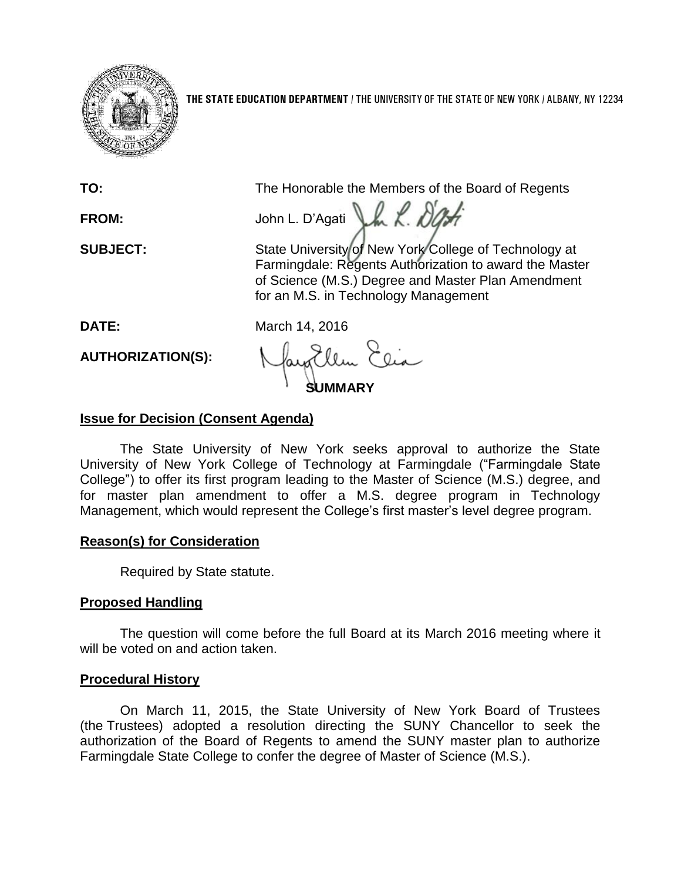**THE STATE EDUCATION DEPARTMENT** / THE UNIVERSITY OF THE STATE OF NEW YORK / ALBANY, NY 12234

**TO:** The Honorable the Members of the Board of Regents

**FROM:** John L. D'Agati

**SUBJECT:** State University of New York College of Technology at Farmingdale: Regents Authorization to award the Master of Science (M.S.) Degree and Master Plan Amendment for an M.S. in Technology Management

**DATE:** March 14, 2016

**AUTHORIZATION(S):**

## SUMMARY

**Issue for Decision (Consent Agenda)**

The State University of New York seeks approval to authorize the State University of New York College of Technology at Farmingdale ("Farmingdale State College") to offer its first program leading to the Master of Science (M.S.) degree, and for master plan amendment to offer a M.S. degree program in Technology Management, which would represent the College's first master's level degree program.

**Reason(s) for Consideration**

Required by State statute.

**Proposed Handling**

The question will come before the full Board at its March 2016 meeting where it will be voted on and action taken.

**Procedural History**

On March 11, 2015, the State University of New York Board of Trustees (the Trustees) adopted a resolution directing the SUNY Chancellor to seek the authorization of the Board of Regents to amend the SUNY master plan to authorize Farmingdale State College to confer the degree of Master of Science (M.S.).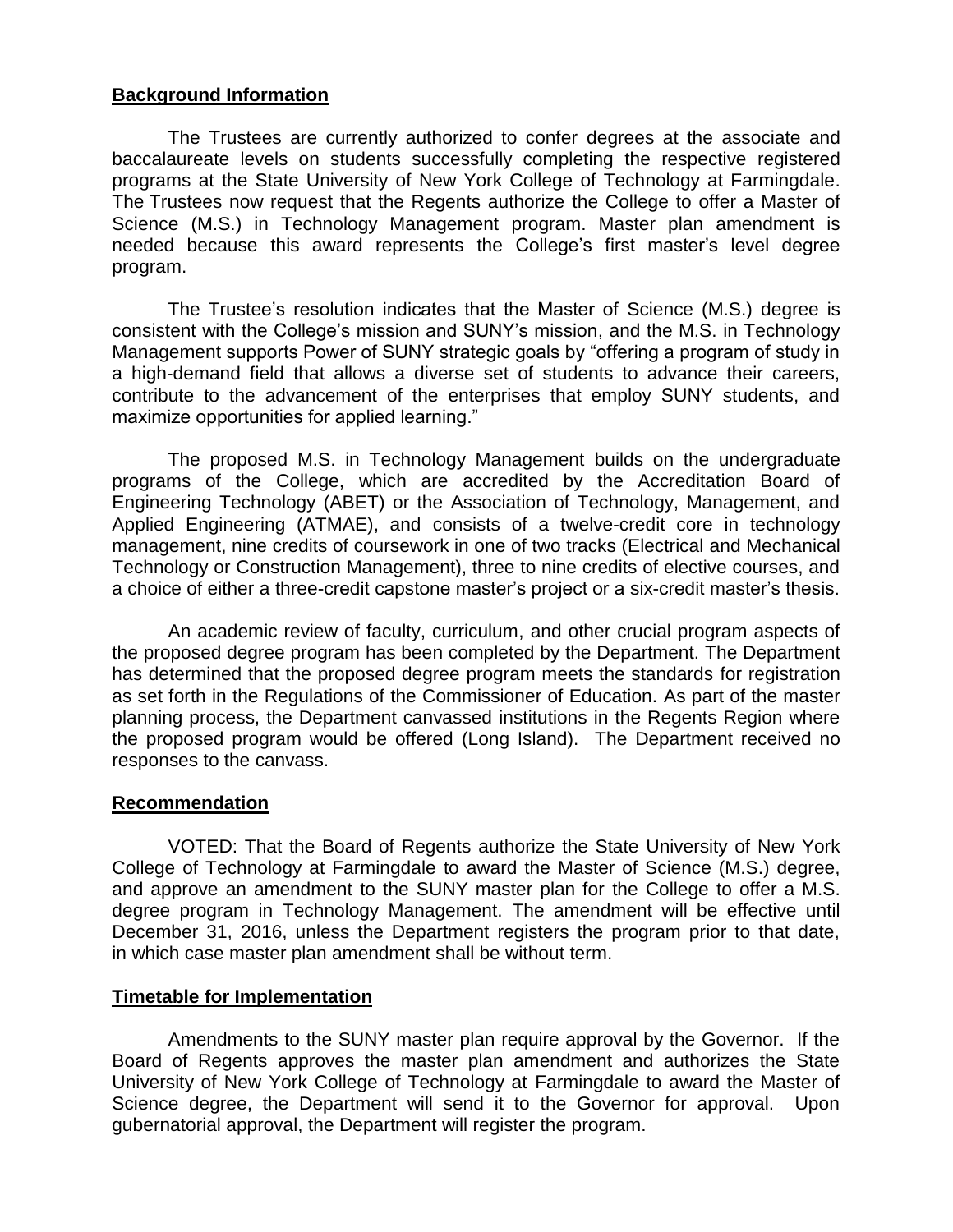## Background Information

The Trustees are currently authorized to confer degrees at the associate and baccalaureate levels on students successfully completing the respective registered programs at the State University of New York College of Technology at Farmingdale. The Trustees now request that the Regents authorize the College to offer a Master of Science (M.S.) in Technology Management program. Master plan amendment is needed because this award represents the College's first master's level degree program.

The Trustee's resolution indicates that the Master of Science (M.S.) degree is consistent with the College's mission and SUNY's mission, and the M.S. in Technology Management supports Power of SUNY strategic goals by "offering a program of study in a high-demand field that allows a diverse set of students to advance their careers, contribute to the advancement of the enterprises that employ SUNY students, and maximize opportunities for applied learning."

The proposed M.S. in Technology Management builds on the undergraduate programs of the College, which are accredited by the Accreditation Board of Engineering Technology (ABET) or the Association of Technology, Management, and Applied Engineering (ATMAE), and consists of a twelve-credit core in technology management, nine credits of coursework in one of two tracks (Electrical and Mechanical Technology or Construction Management), three to nine credits of elective courses, and a choice of either a three-credit capstone master's project or a six-credit master's thesis.

An academic review of faculty, curriculum, and other crucial program aspects of the proposed degree program has been completed by the Department. The Department has determined that the proposed degree program meets the standards for registration as set forth in the Regulations of the Commissioner of Education. As part of the master planning process, the Department canvassed institutions in the Regents Region where the proposed program would be offered (Long Island). The Department received no responses to the canvass.

## Recommendation

VOTED: That the Board of Regents authorize the State University of New York College of Technology at Farmingdale to award the Master of Science (M.S.) degree, and approve an amendment to the SUNY master plan for the College to offer a M.S. degree program in Technology Management. The amendment will be effective until December 31, 2016, unless the Department registers the program prior to that date, in which case master plan amendment shall be without term.

## Timetable for Implementation

Amendments to the SUNY master plan require approval by the Governor. If the Board of Regents approves the master plan amendment and authorizes the State University of New York College of Technology at Farmingdale to award the Master of Science degree, the Department will send it to the Governor for approval. Upon gubernatorial approval, the Department will register the program.